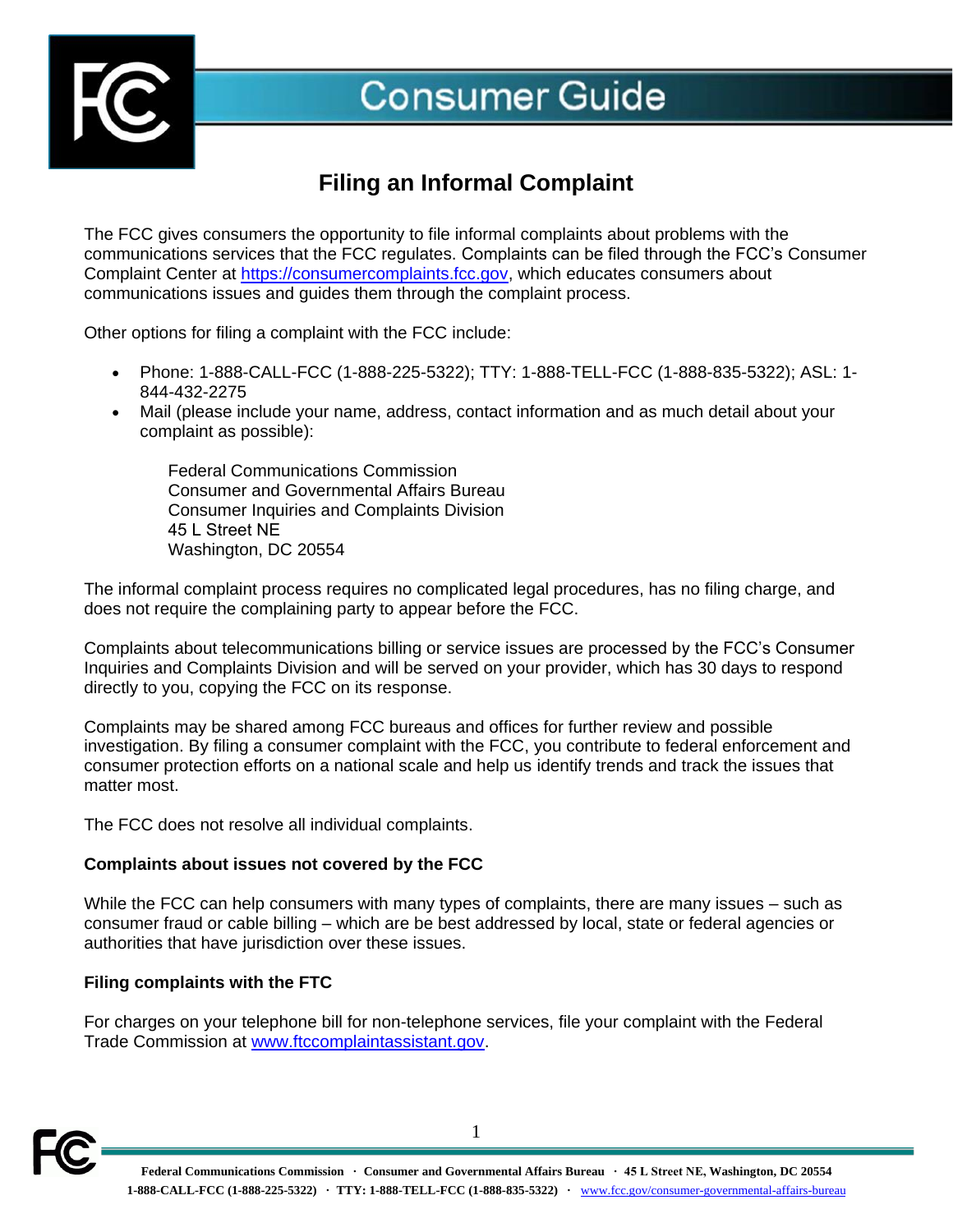# Consumer Guide

## Filing an Informal Complaint

The FCC gives consumers the opportunity to file informal complaints about problems with the communications services that the FCC regulates. Complaints can be filed through the FCC's Consumer Complaint Center at https://consumercomplaints.fcc.gov, which educates consumers about communications issues and guides them through the complaint process.

Other options for filing a complaint with the FCC include:

- Phone: 1-888-CALL-FCC (1-888-225-5322); TTY: 1-888-TELL-FCC (1-888-835-5322); ASL: 1-844-432-2275
- Mail (please include your name, address, contact information and as much detail about your complaint as possible):

  Federal Communications Commission
  Consumer and Governmental Affairs Bureau
  Consumer Inquiries and Complaints Division
  45 L Street NE
  Washington, DC 20554

The informal complaint process requires no complicated legal procedures, has no filing charge, and does not require the complaining party to appear before the FCC.

Complaints about telecommunications billing or service issues are processed by the FCC's Consumer Inquiries and Complaints Division and will be served on your provider, which has 30 days to respond directly to you, copying the FCC on its response.

Complaints may be shared among FCC bureaus and offices for further review and possible investigation. By filing a consumer complaint with the FCC, you contribute to federal enforcement and consumer protection efforts on a national scale and help us identify trends and track the issues that matter most.

The FCC does not resolve all individual complaints.

### Complaints about issues not covered by the FCC

While the FCC can help consumers with many types of complaints, there are many issues – such as consumer fraud or cable billing – which are be best addressed by local, state or federal agencies or authorities that have jurisdiction over these issues.

### Filing complaints with the FTC

For charges on your telephone bill for non-telephone services, file your complaint with the Federal Trade Commission at www.ftccomplaintassistant.gov.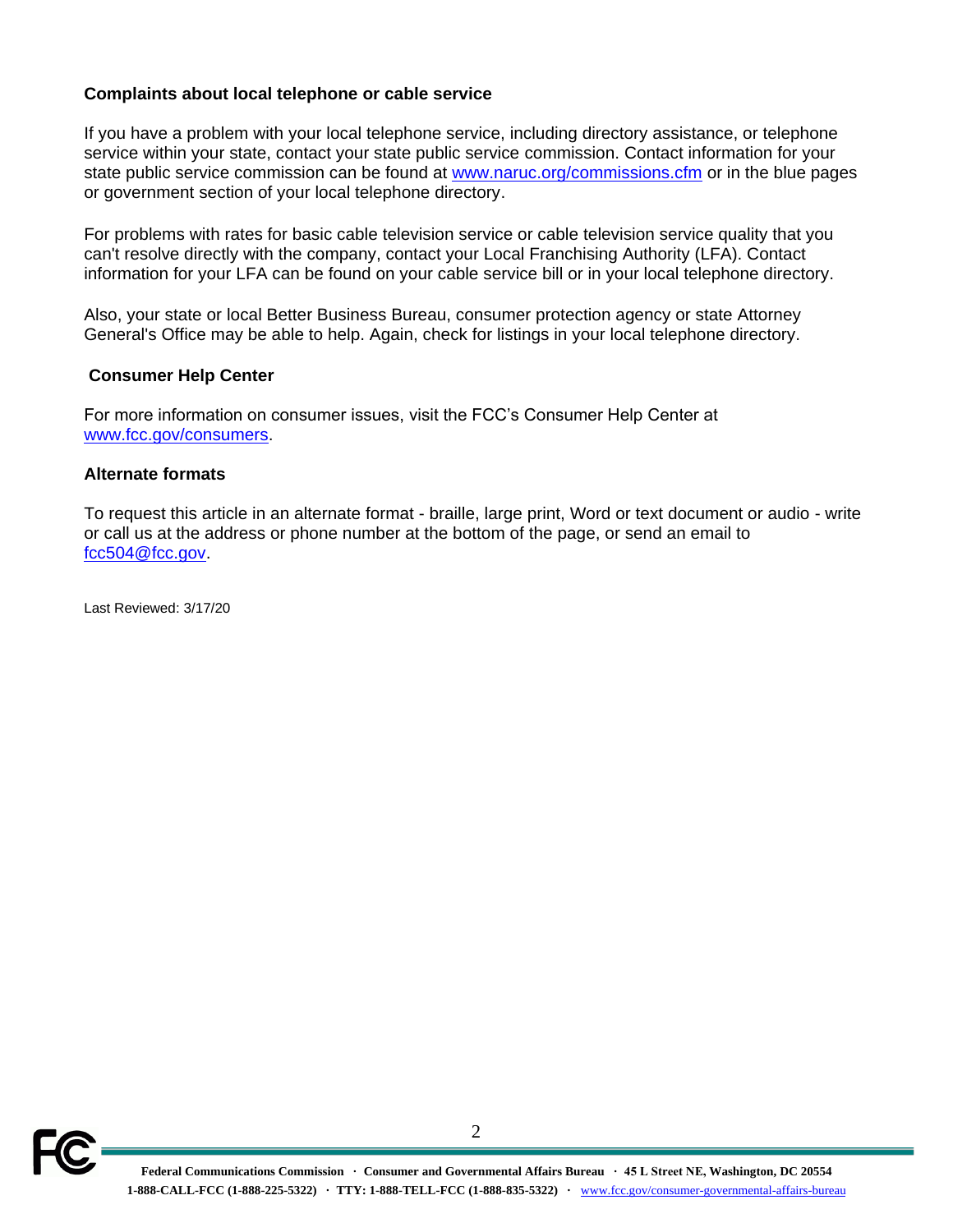### Complaints about local telephone or cable service

If you have a problem with your local telephone service, including directory assistance, or telephone service within your state, contact your state public service commission. Contact information for your state public service commission can be found at [www.naruc.org/commissions.cfm](http://www.naruc.org/commissions.cfm) or in the blue pages or government section of your local telephone directory.

For problems with rates for basic cable television service or cable television service quality that you can't resolve directly with the company, contact your Local Franchising Authority (LFA). Contact information for your LFA can be found on your cable service bill or in your local telephone directory.

Also, your state or local Better Business Bureau, consumer protection agency or state Attorney General's Office may be able to help. Again, check for listings in your local telephone directory.

### Consumer Help Center

For more information on consumer issues, visit the FCC's Consumer Help Center at [www.fcc.gov/consumers](http://www.fcc.gov/consumers).

### Alternate formats

To request this article in an alternate format - braille, large print, Word or text document or audio - write or call us at the address or phone number at the bottom of the page, or send an email to [fcc504@fcc.gov](mailto:fcc504@fcc.gov).

Last Reviewed: 3/17/20

**Federal Communications Commission · Consumer and Governmental Affairs Bureau · 45 L Street NE, Washington, DC 20554**
**1-888-CALL-FCC (1-888-225-5322) · TTY: 1-888-TELL-FCC (1-888-835-5322) ·** [www.fcc.gov/consumer-governmental-affairs-bureau](http://www.fcc.gov/consumer-governmental-affairs-bureau)